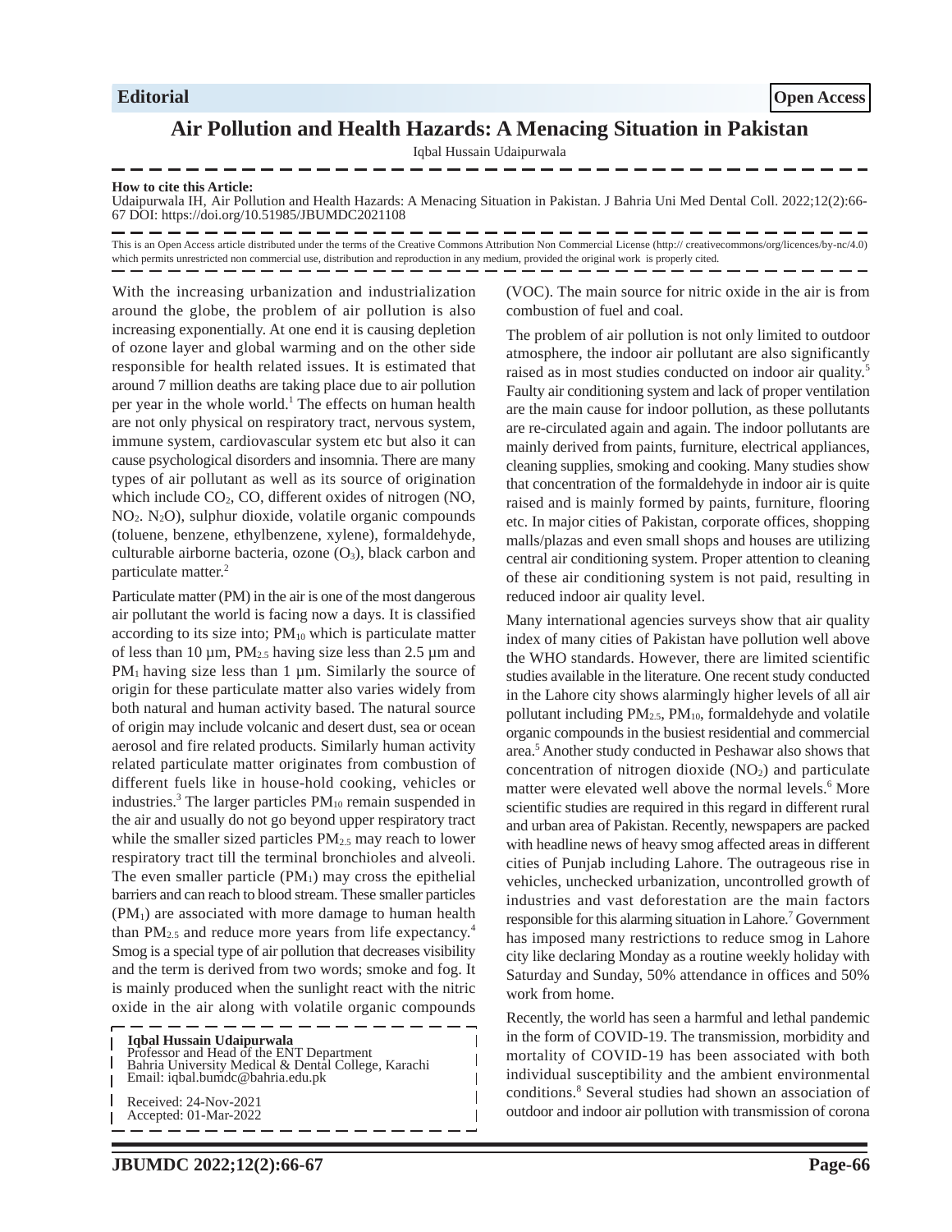Editorial

Open Access

# Air Pollution and Health Hazards: A Menacing Situation in Pakistan

Iqbal Hussain Udaipurwala

**How to cite this Article:**
Udaipurwala IH, Air Pollution and Health Hazards: A Menacing Situation in Pakistan. J Bahria Uni Med Dental Coll. 2022;12(2):66-67 DOI: https://doi.org/10.51985/JBUMDC2021108

This is an Open Access article distributed under the terms of the Creative Commons Attribution Non Commercial License (http:// creativecommons/org/licences/by-nc/4.0) which permits unrestricted non commercial use, distribution and reproduction in any medium, provided the original work is properly cited.

With the increasing urbanization and industrialization around the globe, the problem of air pollution is also increasing exponentially. At one end it is causing depletion of ozone layer and global warming and on the other side responsible for health related issues. It is estimated that around 7 million deaths are taking place due to air pollution per year in the whole world.[1] The effects on human health are not only physical on respiratory tract, nervous system, immune system, cardiovascular system etc but also it can cause psychological disorders and insomnia. There are many types of air pollutant as well as its source of origination which include $CO_2$, CO, different oxides of nitrogen (NO, $NO_2$. $N_2O$), sulphur dioxide, volatile organic compounds (toluene, benzene, ethylbenzene, xylene), formaldehyde, culturable airborne bacteria, ozone ($O_3$), black carbon and particulate matter.[2]

Particulate matter (PM) in the air is one of the most dangerous air pollutant the world is facing now a days. It is classified according to its size into; $PM_{10}$ which is particulate matter of less than 10 µm, $PM_{2.5}$ having size less than 2.5 µm and $PM_1$ having size less than 1 µm. Similarly the source of origin for these particulate matter also varies widely from both natural and human activity based. The natural source of origin may include volcanic and desert dust, sea or ocean aerosol and fire related products. Similarly human activity related particulate matter originates from combustion of different fuels like in house-hold cooking, vehicles or industries.[3] The larger particles $PM_{10}$ remain suspended in the air and usually do not go beyond upper respiratory tract while the smaller sized particles $PM_{2.5}$ may reach to lower respiratory tract till the terminal bronchioles and alveoli. The even smaller particle ($PM_1$) may cross the epithelial barriers and can reach to blood stream. These smaller particles ($PM_1$) are associated with more damage to human health than $PM_{2.5}$ and reduce more years from life expectancy.[4] Smog is a special type of air pollution that decreases visibility and the term is derived from two words; smoke and fog. It is mainly produced when the sunlight react with the nitric oxide in the air along with volatile organic compounds (VOC). The main source for nitric oxide in the air is from combustion of fuel and coal.

The problem of air pollution is not only limited to outdoor atmosphere, the indoor air pollutant are also significantly raised as in most studies conducted on indoor air quality.[5] Faulty air conditioning system and lack of proper ventilation are the main cause for indoor pollution, as these pollutants are re-circulated again and again. The indoor pollutants are mainly derived from paints, furniture, electrical appliances, cleaning supplies, smoking and cooking. Many studies show that concentration of the formaldehyde in indoor air is quite raised and is mainly formed by paints, furniture, flooring etc. In major cities of Pakistan, corporate offices, shopping malls/plazas and even small shops and houses are utilizing central air conditioning system. Proper attention to cleaning of these air conditioning system is not paid, resulting in reduced indoor air quality level.

Many international agencies surveys show that air quality index of many cities of Pakistan have pollution well above the WHO standards. However, there are limited scientific studies available in the literature. One recent study conducted in the Lahore city shows alarmingly higher levels of all air pollutant including $PM_{2.5}$, $PM_{10}$, formaldehyde and volatile organic compounds in the busiest residential and commercial area.[5] Another study conducted in Peshawar also shows that concentration of nitrogen dioxide ($NO_2$) and particulate matter were elevated well above the normal levels.[6] More scientific studies are required in this regard in different rural and urban area of Pakistan. Recently, newspapers are packed with headline news of heavy smog affected areas in different cities of Punjab including Lahore. The outrageous rise in vehicles, unchecked urbanization, uncontrolled growth of industries and vast deforestation are the main factors responsible for this alarming situation in Lahore.[7] Government has imposed many restrictions to reduce smog in Lahore city like declaring Monday as a routine weekly holiday with Saturday and Sunday, 50% attendance in offices and 50% work from home.

Recently, the world has seen a harmful and lethal pandemic in the form of COVID-19. The transmission, morbidity and mortality of COVID-19 has been associated with both individual susceptibility and the ambient environmental conditions.[8] Several studies had shown an association of outdoor and indoor air pollution with transmission of corona

**Iqbal Hussain Udaipurwala**
Professor and Head of the ENT Department
Bahria University Medical & Dental College, Karachi
Email: iqbal.bumdc@bahria.edu.pk

Received: 24-Nov-2021
Accepted: 01-Mar-2022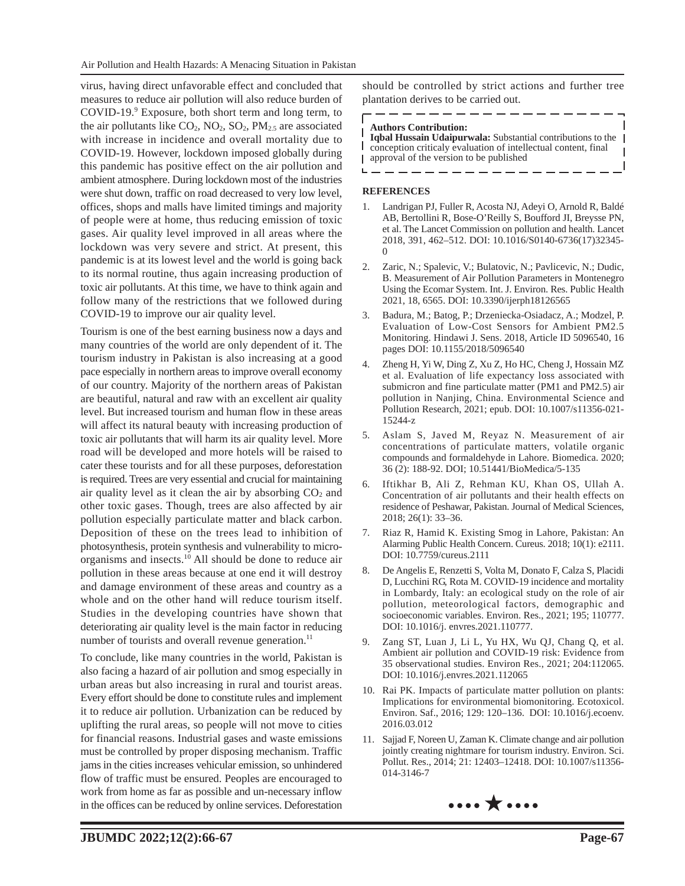virus, having direct unfavorable effect and concluded that measures to reduce air pollution will also reduce burden of COVID-19.[9] Exposure, both short term and long term, to the air pollutants like $CO_2$, $NO_2$, $SO_2$, $PM_{2.5}$ are associated with increase in incidence and overall mortality due to COVID-19. However, lockdown imposed globally during this pandemic has positive effect on the air pollution and ambient atmosphere. During lockdown most of the industries were shut down, traffic on road decreased to very low level, offices, shops and malls have limited timings and majority of people were at home, thus reducing emission of toxic gases. Air quality level improved in all areas where the lockdown was very severe and strict. At present, this pandemic is at its lowest level and the world is going back to its normal routine, thus again increasing production of toxic air pollutants. At this time, we have to think again and follow many of the restrictions that we followed during COVID-19 to improve our air quality level.

Tourism is one of the best earning business now a days and many countries of the world are only dependent of it. The tourism industry in Pakistan is also increasing at a good pace especially in northern areas to improve overall economy of our country. Majority of the northern areas of Pakistan are beautiful, natural and raw with an excellent air quality level. But increased tourism and human flow in these areas will affect its natural beauty with increasing production of toxic air pollutants that will harm its air quality level. More road will be developed and more hotels will be raised to cater these tourists and for all these purposes, deforestation is required. Trees are very essential and crucial for maintaining air quality level as it clean the air by absorbing $CO_2$ and other toxic gases. Though, trees are also affected by air pollution especially particulate matter and black carbon. Deposition of these on the trees lead to inhibition of photosynthesis, protein synthesis and vulnerability to micro-organisms and insects.[10] All should be done to reduce air pollution in these areas because at one end it will destroy and damage environment of these areas and country as a whole and on the other hand will reduce tourism itself. Studies in the developing countries have shown that deteriorating air quality level is the main factor in reducing number of tourists and overall revenue generation.[11]

To conclude, like many countries in the world, Pakistan is also facing a hazard of air pollution and smog especially in urban areas but also increasing in rural and tourist areas. Every effort should be done to constitute rules and implement it to reduce air pollution. Urbanization can be reduced by uplifting the rural areas, so people will not move to cities for financial reasons. Industrial gases and waste emissions must be controlled by proper disposing mechanism. Traffic jams in the cities increases vehicular emission, so unhindered flow of traffic must be ensured. Peoples are encouraged to work from home as far as possible and un-necessary inflow in the offices can be reduced by online services. Deforestation should be controlled by strict actions and further tree plantation derives to be carried out.

**Authors Contribution:**
**Iqbal Hussain Udaipurwala:** Substantial contributions to the conception criticaly evaluation of intellectual content, final approval of the version to be published

## REFERENCES

1. Landrigan PJ, Fuller R, Acosta NJ, Adeyi O, Arnold R, Baldé AB, Bertollini R, Bose-O'Reilly S, Boufford JI, Breysse PN, et al. The Lancet Commission on pollution and health. Lancet 2018, 391, 462–512. DOI: 10.1016/S0140-6736(17)32345-0
2. Zaric, N.; Spalevic, V.; Bulatovic, N.; Pavlicevic, N.; Dudic, B. Measurement of Air Pollution Parameters in Montenegro Using the Ecomar System. Int. J. Environ. Res. Public Health 2021, 18, 6565. DOI: 10.3390/ijerph18126565
3. Badura, M.; Batog, P.; Drzeniecka-Osiadacz, A.; Modzel, P. Evaluation of Low-Cost Sensors for Ambient PM2.5 Monitoring. Hindawi J. Sens. 2018, Article ID 5096540, 16 pages DOI: 10.1155/2018/5096540
4. Zheng H, Yi W, Ding Z, Xu Z, Ho HC, Cheng J, Hossain MZ et al. Evaluation of life expectancy loss associated with submicron and fine particulate matter (PM1 and PM2.5) air pollution in Nanjing, China. Environmental Science and Pollution Research, 2021; epub. DOI: 10.1007/s11356-021-15244-z
5. Aslam S, Javed M, Reyaz N. Measurement of air concentrations of particulate matters, volatile organic compounds and formaldehyde in Lahore. Biomedica. 2020; 36 (2): 188-92. DOI; 10.51441/BioMedica/5-135
6. Iftikhar B, Ali Z, Rehman KU, Khan OS, Ullah A. Concentration of air pollutants and their health effects on residence of Peshawar, Pakistan. Journal of Medical Sciences, 2018; 26(1): 33–36.
7. Riaz R, Hamid K. Existing Smog in Lahore, Pakistan: An Alarming Public Health Concern. Cureus. 2018; 10(1): e2111. DOI: 10.7759/cureus.2111
8. De Angelis E, Renzetti S, Volta M, Donato F, Calza S, Placidi D, Lucchini RG, Rota M. COVID-19 incidence and mortality in Lombardy, Italy: an ecological study on the role of air pollution, meteorological factors, demographic and socioeconomic variables. Environ. Res., 2021; 195; 110777. DOI: 10.1016/j. envres.2021.110777.
9. Zang ST, Luan J, Li L, Yu HX, Wu QJ, Chang Q, et al. Ambient air pollution and COVID-19 risk: Evidence from 35 observational studies. Environ Res., 2021; 204:112065. DOI: 10.1016/j.envres.2021.112065
10. Rai PK. Impacts of particulate matter pollution on plants: Implications for environmental biomonitoring. Ecotoxicol. Environ. Saf., 2016; 129: 120–136. DOI: 10.1016/j.ecoenv. 2016.03.012
11. Sajjad F, Noreen U, Zaman K. Climate change and air pollution jointly creating nightmare for tourism industry. Environ. Sci. Pollut. Res., 2014; 21: 12403–12418. DOI: 10.1007/s11356-014-3146-7